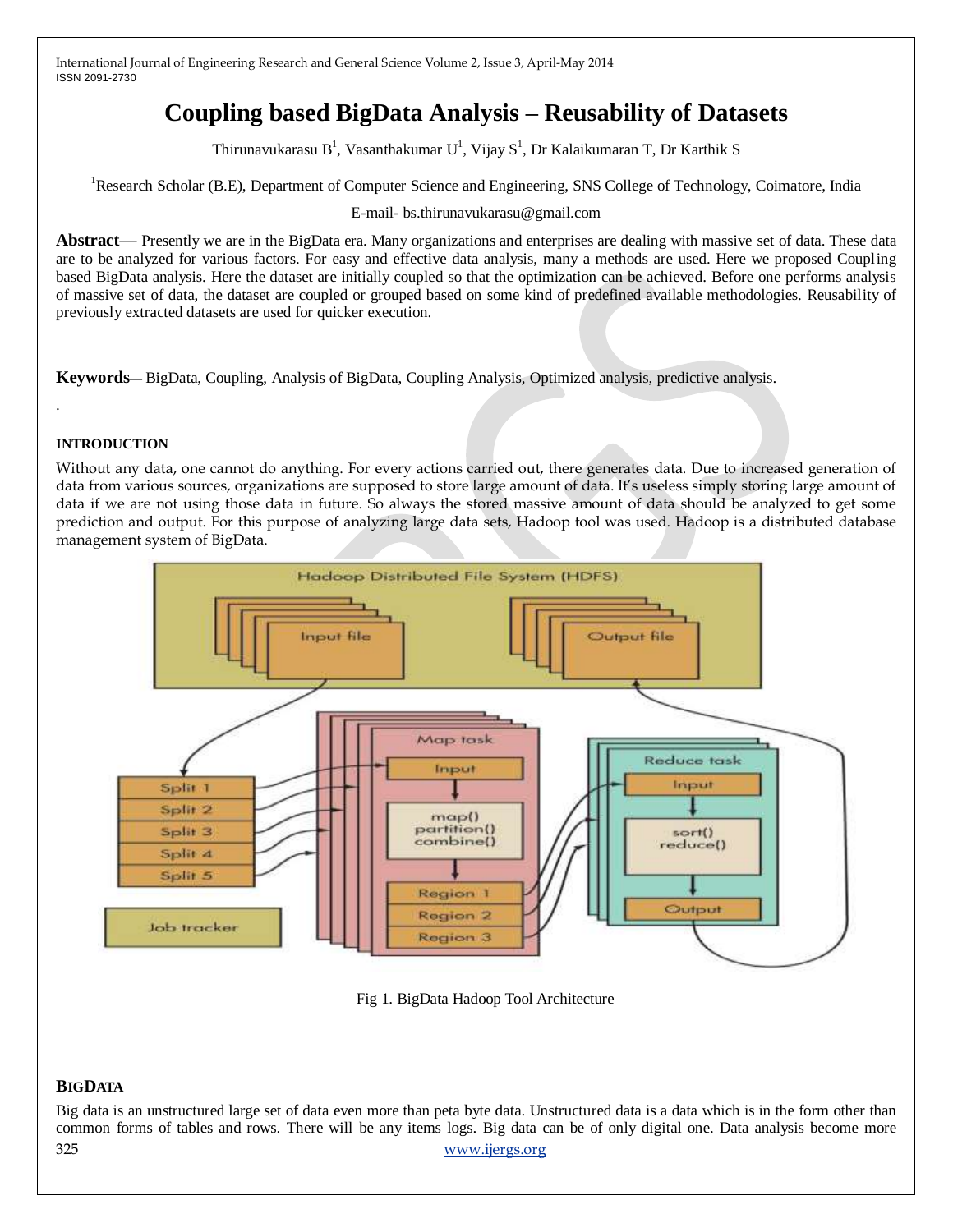# Coupling based BigData Analysis – Reusability of Datasets

Thirunavukarasu B[1], Vasanthakumar U[1], Vijay S[1], Dr Kalaikumaran T, Dr Karthik S

[1]Research Scholar (B.E), Department of Computer Science and Engineering, SNS College of Technology, Coimatore, India

E-mail- bs.thirunavukarasu@gmail.com

**Abstract**— Presently we are in the BigData era. Many organizations and enterprises are dealing with massive set of data. These data are to be analyzed for various factors. For easy and effective data analysis, many a methods are used. Here we proposed Coupling based BigData analysis. Here the dataset are initially coupled so that the optimization can be achieved. Before one performs analysis of massive set of data, the dataset are coupled or grouped based on some kind of predefined available methodologies. Reusability of previously extracted datasets are used for quicker execution.

**Keywords**— BigData, Coupling, Analysis of BigData, Coupling Analysis, Optimized analysis, predictive analysis.

.

## INTRODUCTION

Without any data, one cannot do anything. For every actions carried out, there generates data. Due to increased generation of data from various sources, organizations are supposed to store large amount of data. It's useless simply storing large amount of data if we are not using those data in future. So always the stored massive amount of data should be analyzed to get some prediction and output. For this purpose of analyzing large data sets, Hadoop tool was used. Hadoop is a distributed database management system of BigData.

Fig 1. BigData Hadoop Tool Architecture

## BIGDATA

Big data is an unstructured large set of data even more than peta byte data. Unstructured data is a data which is in the form other than common forms of tables and rows. There will be any items logs. Big data can be of only digital one. Data analysis become more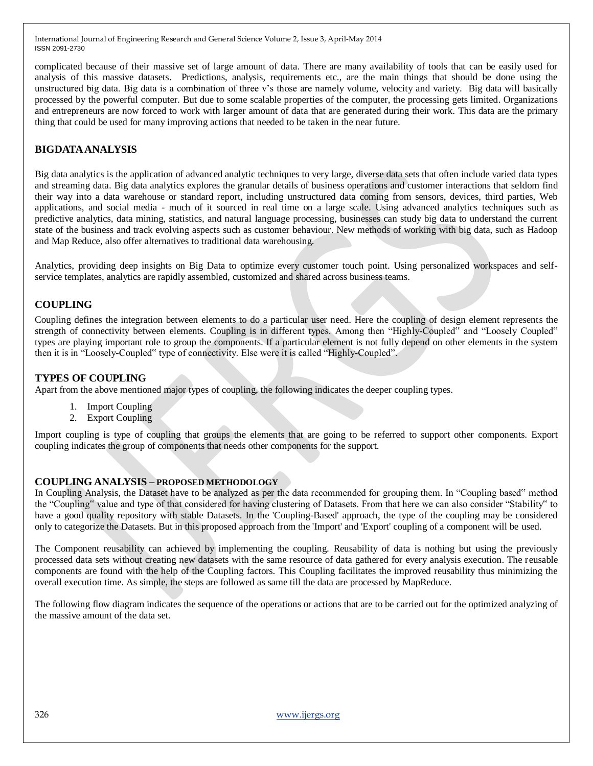complicated because of their massive set of large amount of data. There are many availability of tools that can be easily used for analysis of this massive datasets. Predictions, analysis, requirements etc., are the main things that should be done using the unstructured big data. Big data is a combination of three v's those are namely volume, velocity and variety. Big data will basically processed by the powerful computer. But due to some scalable properties of the computer, the processing gets limited. Organizations and entrepreneurs are now forced to work with larger amount of data that are generated during their work. This data are the primary thing that could be used for many improving actions that needed to be taken in the near future.

## BIGDATA ANALYSIS

Big data analytics is the application of advanced analytic techniques to very large, diverse data sets that often include varied data types and streaming data. Big data analytics explores the granular details of business operations and customer interactions that seldom find their way into a data warehouse or standard report, including unstructured data coming from sensors, devices, third parties, Web applications, and social media - much of it sourced in real time on a large scale. Using advanced analytics techniques such as predictive analytics, data mining, statistics, and natural language processing, businesses can study big data to understand the current state of the business and track evolving aspects such as customer behaviour. New methods of working with big data, such as Hadoop and Map Reduce, also offer alternatives to traditional data warehousing.

Analytics, providing deep insights on Big Data to optimize every customer touch point. Using personalized workspaces and self-service templates, analytics are rapidly assembled, customized and shared across business teams.

## COUPLING

Coupling defines the integration between elements to do a particular user need. Here the coupling of design element represents the strength of connectivity between elements. Coupling is in different types. Among then "Highly-Coupled" and "Loosely Coupled" types are playing important role to group the components. If a particular element is not fully depend on other elements in the system then it is in "Loosely-Coupled" type of connectivity. Else were it is called "Highly-Coupled".

## TYPES OF COUPLING

Apart from the above mentioned major types of coupling, the following indicates the deeper coupling types.

1. Import Coupling
2. Export Coupling

Import coupling is type of coupling that groups the elements that are going to be referred to support other components. Export coupling indicates the group of components that needs other components for the support.

## COUPLING ANALYSIS – PROPOSED METHODOLOGY

In Coupling Analysis, the Dataset have to be analyzed as per the data recommended for grouping them. In "Coupling based" method the "Coupling" value and type of that considered for having clustering of Datasets. From that here we can also consider "Stability" to have a good quality repository with stable Datasets. In the 'Coupling-Based' approach, the type of the coupling may be considered only to categorize the Datasets. But in this proposed approach from the 'Import' and 'Export' coupling of a component will be used.

The Component reusability can achieved by implementing the coupling. Reusability of data is nothing but using the previously processed data sets without creating new datasets with the same resource of data gathered for every analysis execution. The reusable components are found with the help of the Coupling factors. This Coupling facilitates the improved reusability thus minimizing the overall execution time. As simple, the steps are followed as same till the data are processed by MapReduce.

The following flow diagram indicates the sequence of the operations or actions that are to be carried out for the optimized analyzing of the massive amount of the data set.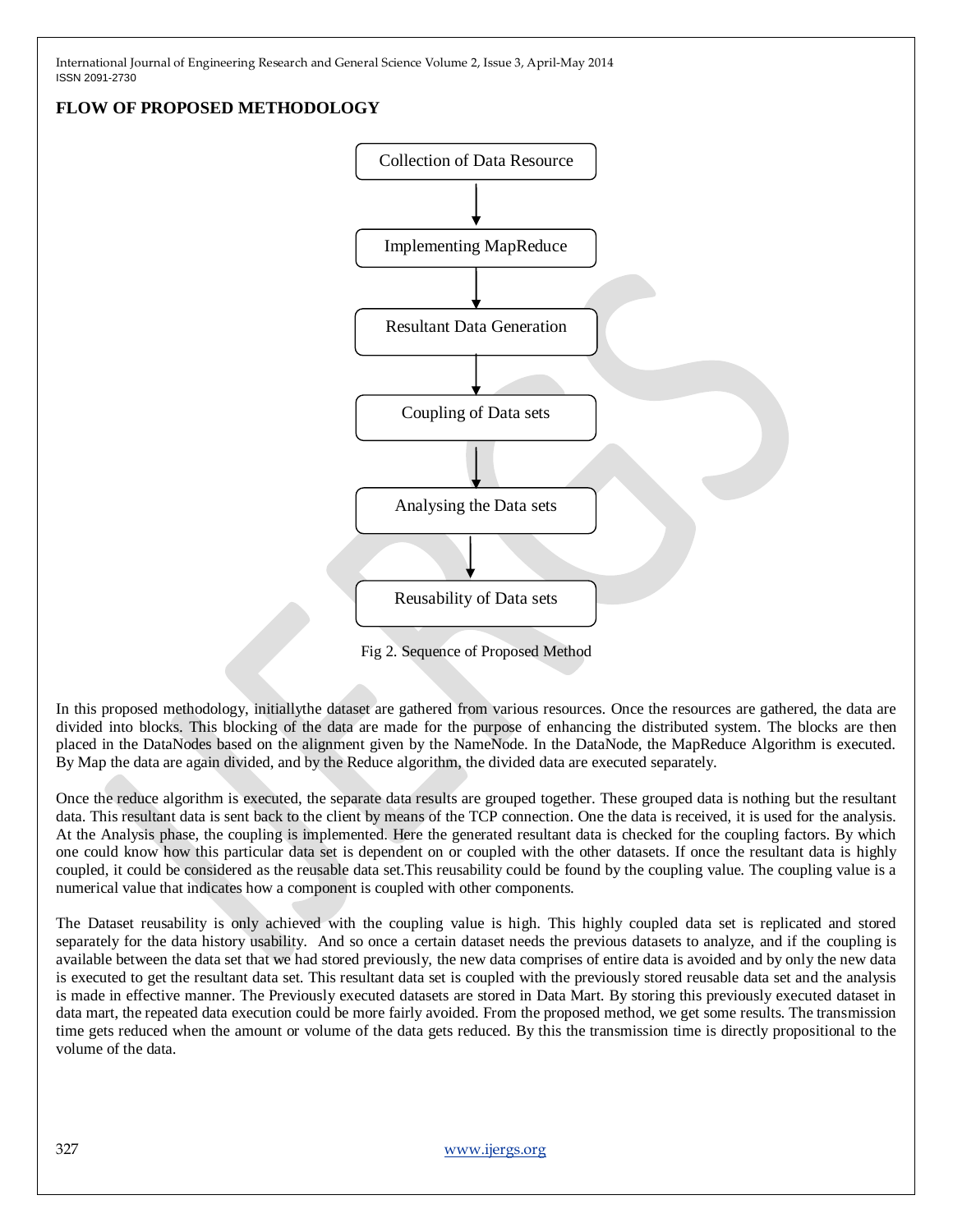## FLOW OF PROPOSED METHODOLOGY

Collection of Data Resource → Implementing MapReduce → Resultant Data Generation → Coupling of Data sets → Analysing the Data sets → Reusability of Data sets

Fig 2. Sequence of Proposed Method

In this proposed methodology, initiallythe dataset are gathered from various resources. Once the resources are gathered, the data are divided into blocks. This blocking of the data are made for the purpose of enhancing the distributed system. The blocks are then placed in the DataNodes based on the alignment given by the NameNode. In the DataNode, the MapReduce Algorithm is executed. By Map the data are again divided, and by the Reduce algorithm, the divided data are executed separately.

Once the reduce algorithm is executed, the separate data results are grouped together. These grouped data is nothing but the resultant data. This resultant data is sent back to the client by means of the TCP connection. One the data is received, it is used for the analysis. At the Analysis phase, the coupling is implemented. Here the generated resultant data is checked for the coupling factors. By which one could know how this particular data set is dependent on or coupled with the other datasets. If once the resultant data is highly coupled, it could be considered as the reusable data set.This reusability could be found by the coupling value. The coupling value is a numerical value that indicates how a component is coupled with other components.

The Dataset reusability is only achieved with the coupling value is high. This highly coupled data set is replicated and stored separately for the data history usability. And so once a certain dataset needs the previous datasets to analyze, and if the coupling is available between the data set that we had stored previously, the new data comprises of entire data is avoided and by only the new data is executed to get the resultant data set. This resultant data set is coupled with the previously stored reusable data set and the analysis is made in effective manner. The Previously executed datasets are stored in Data Mart. By storing this previously executed dataset in data mart, the repeated data execution could be more fairly avoided. From the proposed method, we get some results. The transmission time gets reduced when the amount or volume of the data gets reduced. By this the transmission time is directly propositional to the volume of the data.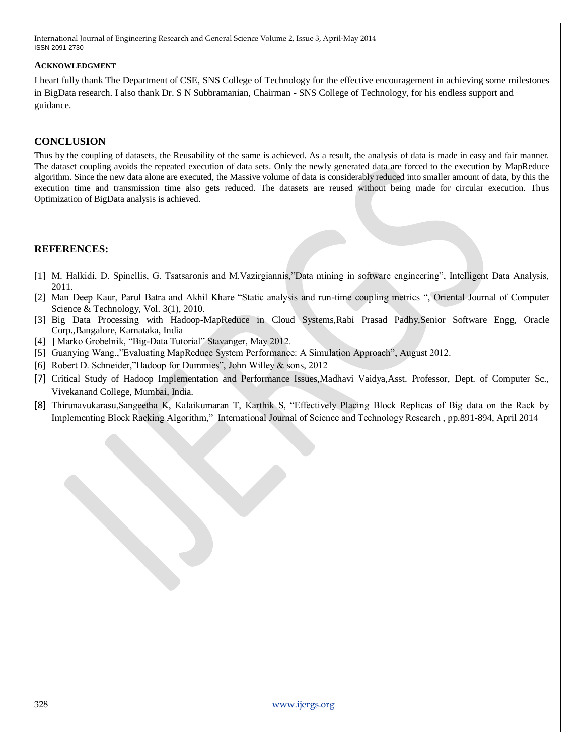### ACKNOWLEDGMENT

I heart fully thank The Department of CSE, SNS College of Technology for the effective encouragement in achieving some milestones in BigData research. I also thank Dr. S N Subbramanian, Chairman - SNS College of Technology, for his endless support and guidance.

## CONCLUSION

Thus by the coupling of datasets, the Reusability of the same is achieved. As a result, the analysis of data is made in easy and fair manner. The dataset coupling avoids the repeated execution of data sets. Only the newly generated data are forced to the execution by MapReduce algorithm. Since the new data alone are executed, the Massive volume of data is considerably reduced into smaller amount of data, by this the execution time and transmission time also gets reduced. The datasets are reused without being made for circular execution. Thus Optimization of BigData analysis is achieved.

## REFERENCES:

[1] M. Halkidi, D. Spinellis, G. Tsatsaronis and M.Vazirgiannis,"Data mining in software engineering", Intelligent Data Analysis, 2011.

[2] Man Deep Kaur, Parul Batra and Akhil Khare "Static analysis and run-time coupling metrics ", Oriental Journal of Computer Science & Technology, Vol. 3(1), 2010.

[3] Big Data Processing with Hadoop-MapReduce in Cloud Systems,Rabi Prasad Padhy,Senior Software Engg, Oracle Corp.,Bangalore, Karnataka, India

[4] ] Marko Grobelnik, "Big-Data Tutorial" Stavanger, May 2012.

[5] Guanying Wang.,"Evaluating MapReduce System Performance: A Simulation Approach", August 2012.

[6] Robert D. Schneider,"Hadoop for Dummies", John Willey & sons, 2012

[7] Critical Study of Hadoop Implementation and Performance Issues,Madhavi Vaidya,Asst. Professor, Dept. of Computer Sc., Vivekanand College, Mumbai, India.

[8] Thirunavukarasu,Sangeetha K, Kalaikumaran T, Karthik S, "Effectively Placing Block Replicas of Big data on the Rack by Implementing Block Racking Algorithm," International Journal of Science and Technology Research , pp.891-894, April 2014